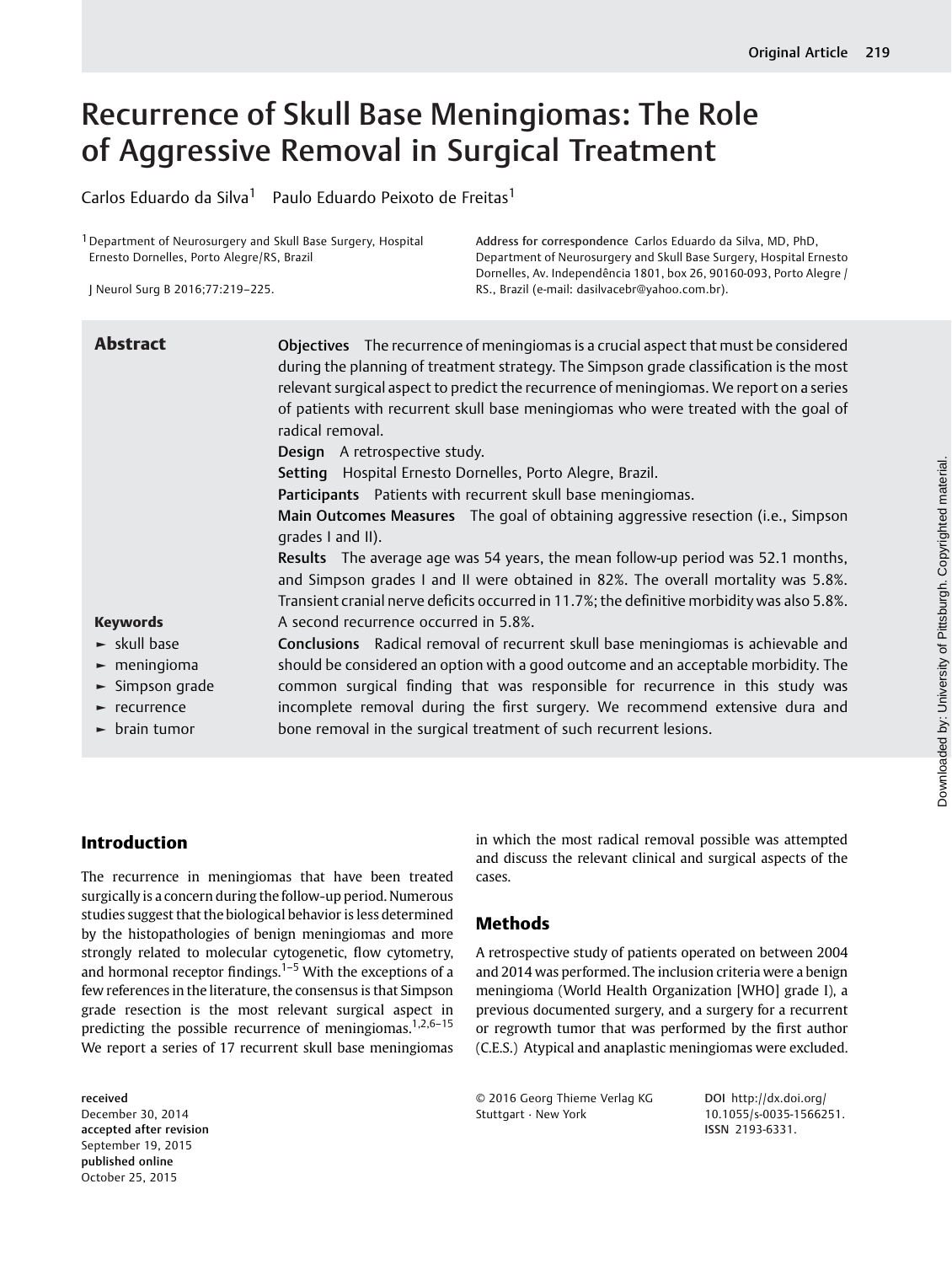# Recurrence of Skull Base Meningiomas: The Role of Aggressive Removal in Surgical Treatment

Carlos Eduardo da Silva[1] Paulo Eduardo Peixoto de Freitas[1]

[1] Department of Neurosurgery and Skull Base Surgery, Hospital Ernesto Dornelles, Porto Alegre/RS, Brazil

J Neurol Surg B 2016;77:219–225.

Address for correspondence Carlos Eduardo da Silva, MD, PhD, Department of Neurosurgery and Skull Base Surgery, Hospital Ernesto Dornelles, Av. Independência 1801, box 26, 90160-093, Porto Alegre / RS., Brazil (e-mail: dasilvacebr@yahoo.com.br).

## Abstract

**Objectives** The recurrence of meningiomas is a crucial aspect that must be considered during the planning of treatment strategy. The Simpson grade classification is the most relevant surgical aspect to predict the recurrence of meningiomas. We report on a series of patients with recurrent skull base meningiomas who were treated with the goal of radical removal.

**Design** A retrospective study.

**Setting** Hospital Ernesto Dornelles, Porto Alegre, Brazil.

**Participants** Patients with recurrent skull base meningiomas.

**Main Outcomes Measures** The goal of obtaining aggressive resection (i.e., Simpson grades I and II).

**Results** The average age was 54 years, the mean follow-up period was 52.1 months, and Simpson grades I and II were obtained in 82%. The overall mortality was 5.8%. Transient cranial nerve deficits occurred in 11.7%; the definitive morbidity was also 5.8%. A second recurrence occurred in 5.8%.

**Conclusions** Radical removal of recurrent skull base meningiomas is achievable and should be considered an option with a good outcome and an acceptable morbidity. The common surgical finding that was responsible for recurrence in this study was incomplete removal during the first surgery. We recommend extensive dura and bone removal in the surgical treatment of such recurrent lesions.

**Keywords**

- skull base
- meningioma
- Simpson grade
- recurrence
- brain tumor

## Introduction

The recurrence in meningiomas that have been treated surgically is a concern during the follow-up period. Numerous studies suggest that the biological behavior is less determined by the histopathologies of benign meningiomas and more strongly related to molecular cytogenetic, flow cytometry, and hormonal receptor findings.[1–5] With the exceptions of a few references in the literature, the consensus is that Simpson grade resection is the most relevant surgical aspect in predicting the possible recurrence of meningiomas.[1,2,6–15] We report a series of 17 recurrent skull base meningiomas in which the most radical removal possible was attempted and discuss the relevant clinical and surgical aspects of the cases.

## Methods

A retrospective study of patients operated on between 2004 and 2014 was performed. The inclusion criteria were a benign meningioma (World Health Organization [WHO] grade I), a previous documented surgery, and a surgery for a recurrent or regrowth tumor that was performed by the first author (C.E.S.) Atypical and anaplastic meningiomas were excluded.

received December 30, 2014
accepted after revision September 19, 2015
published online October 25, 2015

© 2016 Georg Thieme Verlag KG Stuttgart · New York

DOI http://dx.doi.org/10.1055/s-0035-1566251.
ISSN 2193-6331.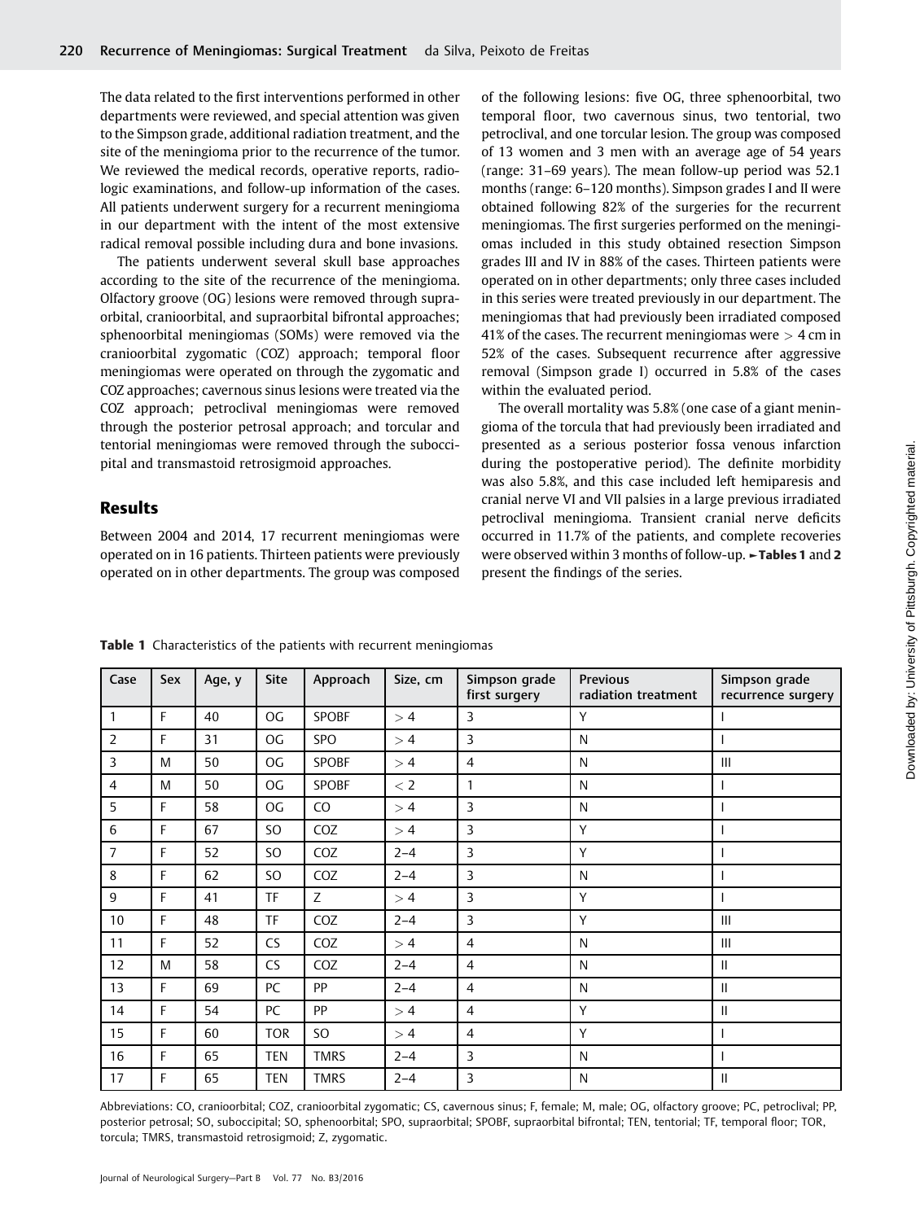The data related to the first interventions performed in other departments were reviewed, and special attention was given to the Simpson grade, additional radiation treatment, and the site of the meningioma prior to the recurrence of the tumor. We reviewed the medical records, operative reports, radiologic examinations, and follow-up information of the cases. All patients underwent surgery for a recurrent meningioma in our department with the intent of the most extensive radical removal possible including dura and bone invasions.

The patients underwent several skull base approaches according to the site of the recurrence of the meningioma. Olfactory groove (OG) lesions were removed through supraorbital, cranioorbital, and supraorbital bifrontal approaches; sphenoorbital meningiomas (SOMs) were removed via the cranioorbital zygomatic (COZ) approach; temporal floor meningiomas were operated on through the zygomatic and COZ approaches; cavernous sinus lesions were treated via the COZ approach; petroclival meningiomas were removed through the posterior petrosal approach; and torcular and tentorial meningiomas were removed through the suboccipital and transmastoid retrosigmoid approaches.

## Results

Between 2004 and 2014, 17 recurrent meningiomas were operated on in 16 patients. Thirteen patients were previously operated on in other departments. The group was composed of the following lesions: five OG, three sphenoorbital, two temporal floor, two cavernous sinus, two tentorial, two petroclival, and one torcular lesion. The group was composed of 13 women and 3 men with an average age of 54 years (range: 31–69 years). The mean follow-up period was 52.1 months (range: 6–120 months). Simpson grades I and II were obtained following 82% of the surgeries for the recurrent meningiomas. The first surgeries performed on the meningiomas included in this study obtained resection Simpson grades III and IV in 88% of the cases. Thirteen patients were operated on in other departments; only three cases included in this series were treated previously in our department. The meningiomas that had previously been irradiated composed 41% of the cases. The recurrent meningiomas were > 4 cm in 52% of the cases. Subsequent recurrence after aggressive removal (Simpson grade I) occurred in 5.8% of the cases within the evaluated period.

The overall mortality was 5.8% (one case of a giant meningioma of the torcula that had previously been irradiated and presented as a serious posterior fossa venous infarction during the postoperative period). The definite morbidity was also 5.8%, and this case included left hemiparesis and cranial nerve VI and VII palsies in a large previous irradiated petroclival meningioma. Transient cranial nerve deficits occurred in 11.7% of the patients, and complete recoveries were observed within 3 months of follow-up. ►Tables 1 and 2 present the findings of the series.

**Table 1** Characteristics of the patients with recurrent meningiomas

| Case | Sex | Age, y | Site | Approach | Size, cm | Simpson grade first surgery | Previous radiation treatment | Simpson grade recurrence surgery |
|---|---|---|---|---|---|---|---|---|
| 1 | F | 40 | OG | SPOBF | > 4 | 3 | Y | I |
| 2 | F | 31 | OG | SPO | > 4 | 3 | N | I |
| 3 | M | 50 | OG | SPOBF | > 4 | 4 | N | III |
| 4 | M | 50 | OG | SPOBF | < 2 | 1 | N | I |
| 5 | F | 58 | OG | CO | > 4 | 3 | N | I |
| 6 | F | 67 | SO | COZ | > 4 | 3 | Y | I |
| 7 | F | 52 | SO | COZ | 2–4 | 3 | Y | I |
| 8 | F | 62 | SO | COZ | 2–4 | 3 | N | I |
| 9 | F | 41 | TF | Z | > 4 | 3 | Y | I |
| 10 | F | 48 | TF | COZ | 2–4 | 3 | Y | III |
| 11 | F | 52 | CS | COZ | > 4 | 4 | N | III |
| 12 | M | 58 | CS | COZ | 2–4 | 4 | N | II |
| 13 | F | 69 | PC | PP | 2–4 | 4 | N | II |
| 14 | F | 54 | PC | PP | > 4 | 4 | Y | II |
| 15 | F | 60 | TOR | SO | > 4 | 4 | Y | I |
| 16 | F | 65 | TEN | TMRS | 2–4 | 3 | N | I |
| 17 | F | 65 | TEN | TMRS | 2–4 | 3 | N | II |

Abbreviations: CO, cranioorbital; COZ, cranioorbital zygomatic; CS, cavernous sinus; F, female; M, male; OG, olfactory groove; PC, petroclival; PP, posterior petrosal; SO, suboccipital; SO, sphenoorbital; SPO, supraorbital; SPOBF, supraorbital bifrontal; TEN, tentorial; TF, temporal floor; TOR, torcula; TMRS, transmastoid retrosigmoid; Z, zygomatic.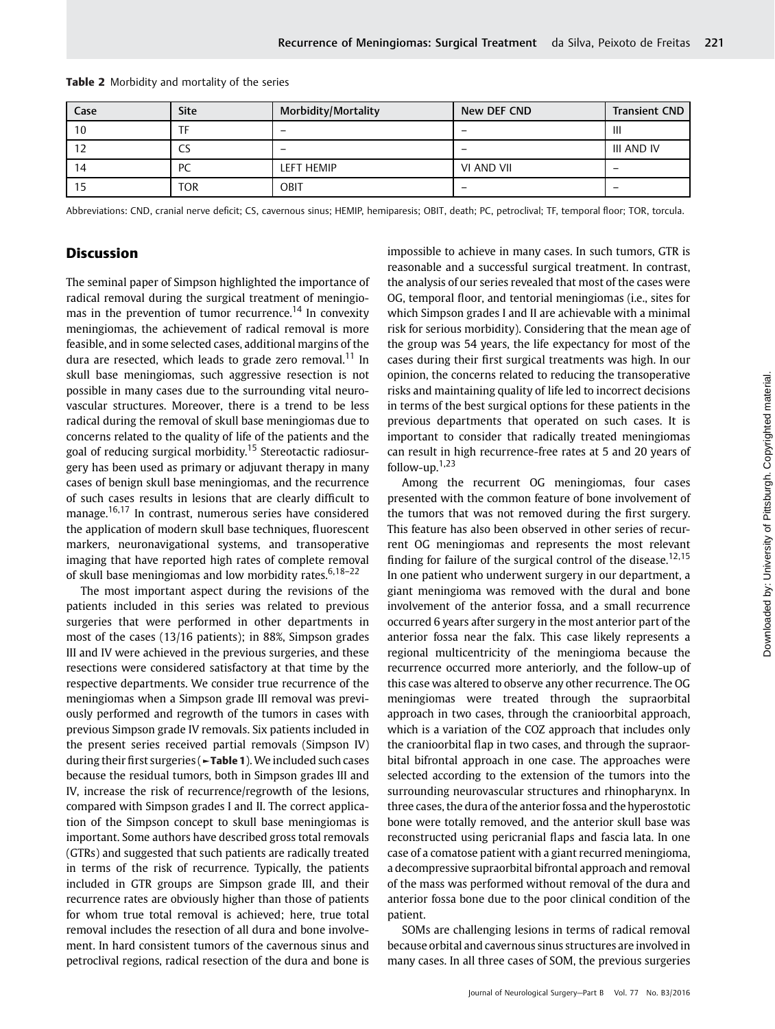**Table 2** Morbidity and mortality of the series

| Case | Site | Morbidity/Mortality | New DEF CND | Transient CND |
|---|---|---|---|---|
| 10 | TF | – | – | III |
| 12 | CS | – | – | III AND IV |
| 14 | PC | LEFT HEMIP | VI AND VII | – |
| 15 | TOR | OBIT | – | – |

Abbreviations: CND, cranial nerve deficit; CS, cavernous sinus; HEMIP, hemiparesis; OBIT, death; PC, petroclival; TF, temporal floor; TOR, torcula.

## Discussion

The seminal paper of Simpson highlighted the importance of radical removal during the surgical treatment of meningiomas in the prevention of tumor recurrence.[14] In convexity meningiomas, the achievement of radical removal is more feasible, and in some selected cases, additional margins of the dura are resected, which leads to grade zero removal.[11] In skull base meningiomas, such aggressive resection is not possible in many cases due to the surrounding vital neurovascular structures. Moreover, there is a trend to be less radical during the removal of skull base meningiomas due to concerns related to the quality of life of the patients and the goal of reducing surgical morbidity.[15] Stereotactic radiosurgery has been used as primary or adjuvant therapy in many cases of benign skull base meningiomas, and the recurrence of such cases results in lesions that are clearly difficult to manage.[16,17] In contrast, numerous series have considered the application of modern skull base techniques, fluorescent markers, neuronavigational systems, and transoperative imaging that have reported high rates of complete removal of skull base meningiomas and low morbidity rates.[6,18–22]

The most important aspect during the revisions of the patients included in this series was related to previous surgeries that were performed in other departments in most of the cases (13/16 patients); in 88%, Simpson grades III and IV were achieved in the previous surgeries, and these resections were considered satisfactory at that time by the respective departments. We consider true recurrence of the meningiomas when a Simpson grade III removal was previously performed and regrowth of the tumors in cases with previous Simpson grade IV removals. Six patients included in the present series received partial removals (Simpson IV) during their first surgeries (►**Table 1**). We included such cases because the residual tumors, both in Simpson grades III and IV, increase the risk of recurrence/regrowth of the lesions, compared with Simpson grades I and II. The correct application of the Simpson concept to skull base meningiomas is important. Some authors have described gross total removals (GTRs) and suggested that such patients are radically treated in terms of the risk of recurrence. Typically, the patients included in GTR groups are Simpson grade III, and their recurrence rates are obviously higher than those of patients for whom true total removal is achieved; here, true total removal includes the resection of all dura and bone involvement. In hard consistent tumors of the cavernous sinus and petroclival regions, radical resection of the dura and bone is impossible to achieve in many cases. In such tumors, GTR is reasonable and a successful surgical treatment. In contrast, the analysis of our series revealed that most of the cases were OG, temporal floor, and tentorial meningiomas (i.e., sites for which Simpson grades I and II are achievable with a minimal risk for serious morbidity). Considering that the mean age of the group was 54 years, the life expectancy for most of the cases during their first surgical treatments was high. In our opinion, the concerns related to reducing the transoperative risks and maintaining quality of life led to incorrect decisions in terms of the best surgical options for these patients in the previous departments that operated on such cases. It is important to consider that radically treated meningiomas can result in high recurrence-free rates at 5 and 20 years of follow-up.[1,23]

Among the recurrent OG meningiomas, four cases presented with the common feature of bone involvement of the tumors that was not removed during the first surgery. This feature has also been observed in other series of recurrent OG meningiomas and represents the most relevant finding for failure of the surgical control of the disease.[12,15] In one patient who underwent surgery in our department, a giant meningioma was removed with the dural and bone involvement of the anterior fossa, and a small recurrence occurred 6 years after surgery in the most anterior part of the anterior fossa near the falx. This case likely represents a regional multicentricity of the meningioma because the recurrence occurred more anteriorly, and the follow-up of this case was altered to observe any other recurrence. The OG meningiomas were treated through the supraorbital approach in two cases, through the cranioorbital approach, which is a variation of the COZ approach that includes only the cranioorbital flap in two cases, and through the supraorbital bifrontal approach in one case. The approaches were selected according to the extension of the tumors into the surrounding neurovascular structures and rhinopharynx. In three cases, the dura of the anterior fossa and the hyperostotic bone were totally removed, and the anterior skull base was reconstructed using pericranial flaps and fascia lata. In one case of a comatose patient with a giant recurred meningioma, a decompressive supraorbital bifrontal approach and removal of the mass was performed without removal of the dura and anterior fossa bone due to the poor clinical condition of the patient.

SOMs are challenging lesions in terms of radical removal because orbital and cavernous sinus structures are involved in many cases. In all three cases of SOM, the previous surgeries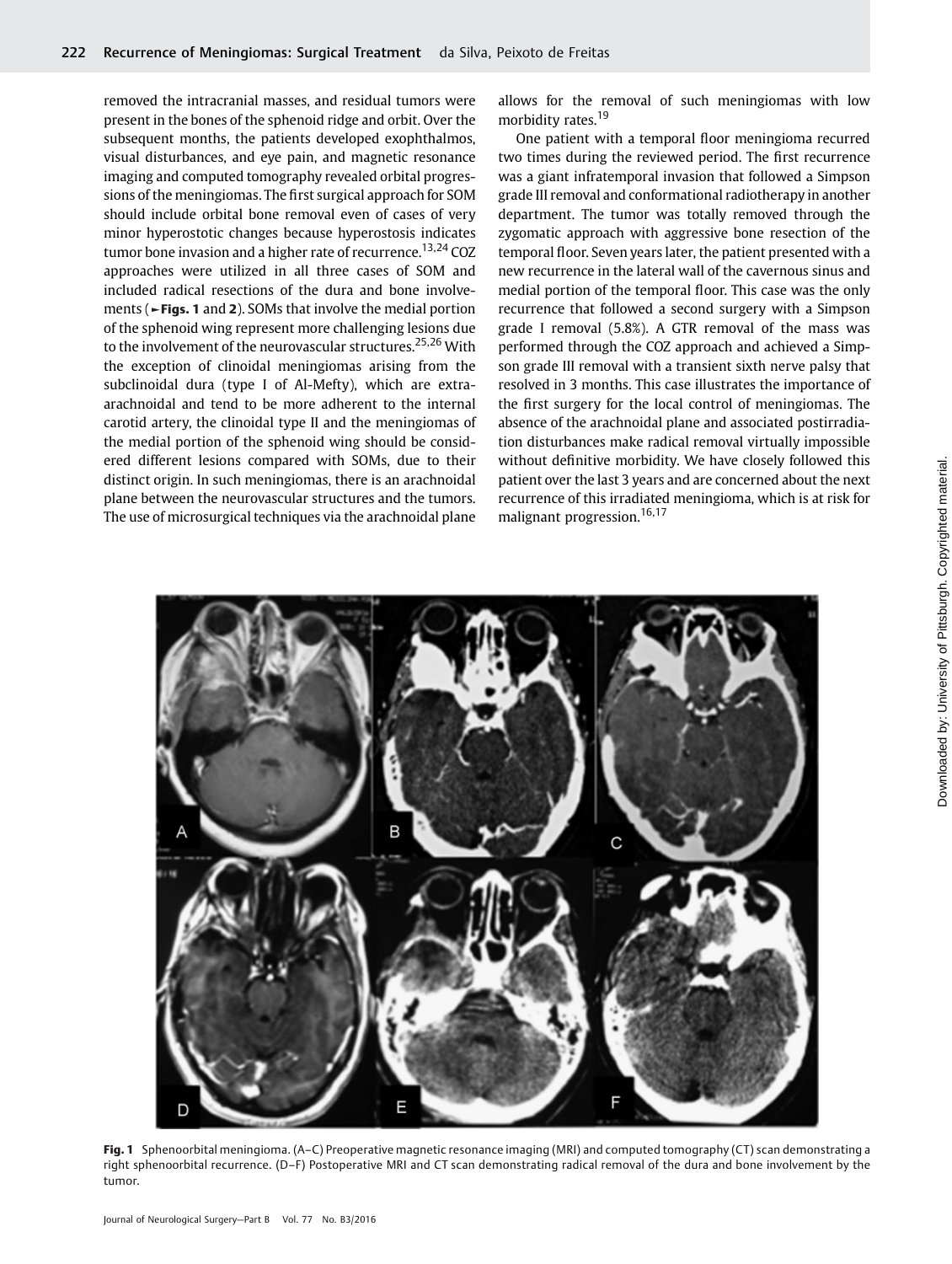removed the intracranial masses, and residual tumors were present in the bones of the sphenoid ridge and orbit. Over the subsequent months, the patients developed exophthalmos, visual disturbances, and eye pain, and magnetic resonance imaging and computed tomography revealed orbital progressions of the meningiomas. The first surgical approach for SOM should include orbital bone removal even of cases of very minor hyperostotic changes because hyperostosis indicates tumor bone invasion and a higher rate of recurrence.[13,24] COZ approaches were utilized in all three cases of SOM and included radical resections of the dura and bone involvements (►**Figs. 1** and **2**). SOMs that involve the medial portion of the sphenoid wing represent more challenging lesions due to the involvement of the neurovascular structures.[25,26] With the exception of clinoidal meningiomas arising from the subclinoidal dura (type I of Al-Mefty), which are extra-arachnoidal and tend to be more adherent to the internal carotid artery, the clinoidal type II and the meningiomas of the medial portion of the sphenoid wing should be considered different lesions compared with SOMs, due to their distinct origin. In such meningiomas, there is an arachnoidal plane between the neurovascular structures and the tumors. The use of microsurgical techniques via the arachnoidal plane allows for the removal of such meningiomas with low morbidity rates.[19]

One patient with a temporal floor meningioma recurred two times during the reviewed period. The first recurrence was a giant infratemporal invasion that followed a Simpson grade III removal and conformational radiotherapy in another department. The tumor was totally removed through the zygomatic approach with aggressive bone resection of the temporal floor. Seven years later, the patient presented with a new recurrence in the lateral wall of the cavernous sinus and medial portion of the temporal floor. This case was the only recurrence that followed a second surgery with a Simpson grade I removal (5.8%). A GTR removal of the mass was performed through the COZ approach and achieved a Simpson grade III removal with a transient sixth nerve palsy that resolved in 3 months. This case illustrates the importance of the first surgery for the local control of meningiomas. The absence of the arachnoidal plane and associated postirradiation disturbances make radical removal virtually impossible without definitive morbidity. We have closely followed this patient over the last 3 years and are concerned about the next recurrence of this irradiated meningioma, which is at risk for malignant progression.[16,17]

**Fig. 1** Sphenoorbital meningioma. (A–C) Preoperative magnetic resonance imaging (MRI) and computed tomography (CT) scan demonstrating a right sphenoorbital recurrence. (D–F) Postoperative MRI and CT scan demonstrating radical removal of the dura and bone involvement by the tumor.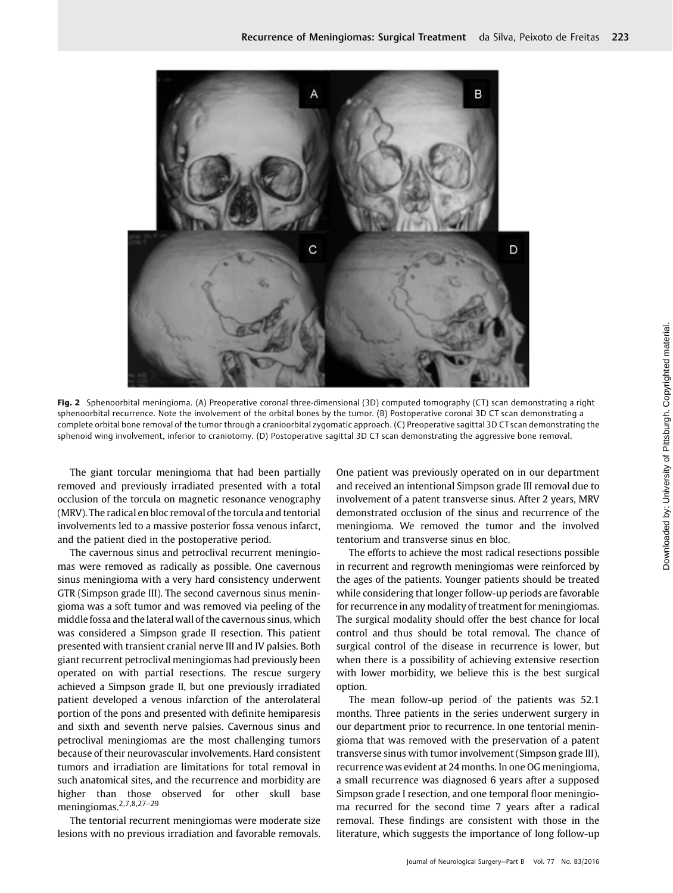Fig. 2 Sphenoorbital meningioma. (A) Preoperative coronal three-dimensional (3D) computed tomography (CT) scan demonstrating a right sphenoorbital recurrence. Note the involvement of the orbital bones by the tumor. (B) Postoperative coronal 3D CT scan demonstrating a complete orbital bone removal of the tumor through a cranioorbital zygomatic approach. (C) Preoperative sagittal 3D CT scan demonstrating the sphenoid wing involvement, inferior to craniotomy. (D) Postoperative sagittal 3D CT scan demonstrating the aggressive bone removal.

The giant torcular meningioma that had been partially removed and previously irradiated presented with a total occlusion of the torcula on magnetic resonance venography (MRV). The radical en bloc removal of the torcula and tentorial involvements led to a massive posterior fossa venous infarct, and the patient died in the postoperative period.

The cavernous sinus and petroclival recurrent meningiomas were removed as radically as possible. One cavernous sinus meningioma with a very hard consistency underwent GTR (Simpson grade III). The second cavernous sinus meningioma was a soft tumor and was removed via peeling of the middle fossa and the lateral wall of the cavernous sinus, which was considered a Simpson grade II resection. This patient presented with transient cranial nerve III and IV palsies. Both giant recurrent petroclival meningiomas had previously been operated on with partial resections. The rescue surgery achieved a Simpson grade II, but one previously irradiated patient developed a venous infarction of the anterolateral portion of the pons and presented with definite hemiparesis and sixth and seventh nerve palsies. Cavernous sinus and petroclival meningiomas are the most challenging tumors because of their neurovascular involvements. Hard consistent tumors and irradiation are limitations for total removal in such anatomical sites, and the recurrence and morbidity are higher than those observed for other skull base meningiomas.[2,7,8,27–29]

The tentorial recurrent meningiomas were moderate size lesions with no previous irradiation and favorable removals. One patient was previously operated on in our department and received an intentional Simpson grade III removal due to involvement of a patent transverse sinus. After 2 years, MRV demonstrated occlusion of the sinus and recurrence of the meningioma. We removed the tumor and the involved tentorium and transverse sinus en bloc.

The efforts to achieve the most radical resections possible in recurrent and regrowth meningiomas were reinforced by the ages of the patients. Younger patients should be treated while considering that longer follow-up periods are favorable for recurrence in any modality of treatment for meningiomas. The surgical modality should offer the best chance for local control and thus should be total removal. The chance of surgical control of the disease in recurrence is lower, but when there is a possibility of achieving extensive resection with lower morbidity, we believe this is the best surgical option.

The mean follow-up period of the patients was 52.1 months. Three patients in the series underwent surgery in our department prior to recurrence. In one tentorial meningioma that was removed with the preservation of a patent transverse sinus with tumor involvement (Simpson grade III), recurrence was evident at 24 months. In one OG meningioma, a small recurrence was diagnosed 6 years after a supposed Simpson grade I resection, and one temporal floor meningioma recurred for the second time 7 years after a radical removal. These findings are consistent with those in the literature, which suggests the importance of long follow-up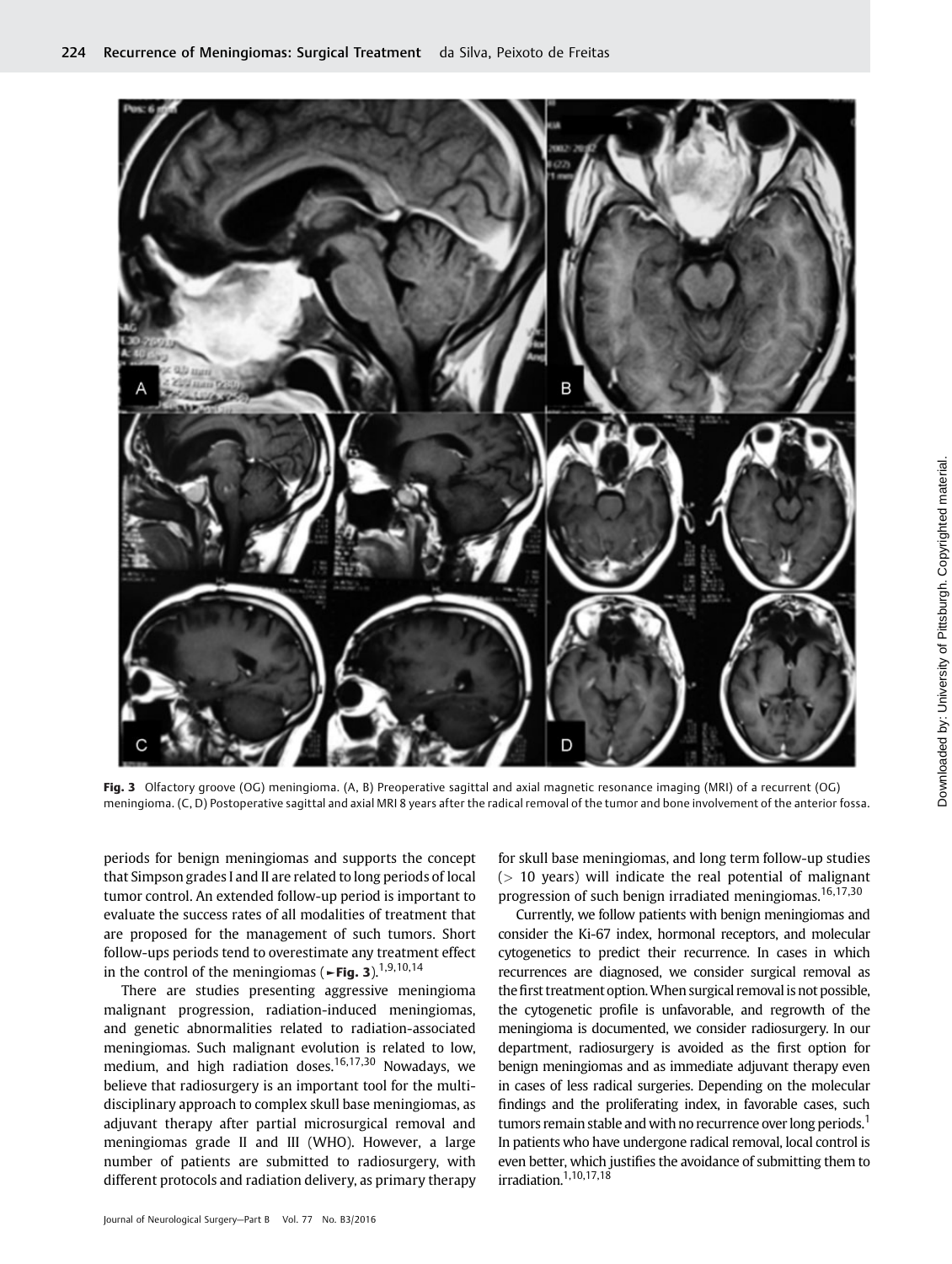Fig. 3 Olfactory groove (OG) meningioma. (A, B) Preoperative sagittal and axial magnetic resonance imaging (MRI) of a recurrent (OG) meningioma. (C, D) Postoperative sagittal and axial MRI 8 years after the radical removal of the tumor and bone involvement of the anterior fossa.

periods for benign meningiomas and supports the concept that Simpson grades I and II are related to long periods of local tumor control. An extended follow-up period is important to evaluate the success rates of all modalities of treatment that are proposed for the management of such tumors. Short follow-ups periods tend to overestimate any treatment effect in the control of the meningiomas (►Fig. 3).[1,9,10,14]

There are studies presenting aggressive meningioma malignant progression, radiation-induced meningiomas, and genetic abnormalities related to radiation-associated meningiomas. Such malignant evolution is related to low, medium, and high radiation doses.[16,17,30] Nowadays, we believe that radiosurgery is an important tool for the multidisciplinary approach to complex skull base meningiomas, as adjuvant therapy after partial microsurgical removal and meningiomas grade II and III (WHO). However, a large number of patients are submitted to radiosurgery, with different protocols and radiation delivery, as primary therapy for skull base meningiomas, and long term follow-up studies (> 10 years) will indicate the real potential of malignant progression of such benign irradiated meningiomas.[16,17,30]

Currently, we follow patients with benign meningiomas and consider the Ki-67 index, hormonal receptors, and molecular cytogenetics to predict their recurrence. In cases in which recurrences are diagnosed, we consider surgical removal as the first treatment option. When surgical removal is not possible, the cytogenetic profile is unfavorable, and regrowth of the meningioma is documented, we consider radiosurgery. In our department, radiosurgery is avoided as the first option for benign meningiomas and as immediate adjuvant therapy even in cases of less radical surgeries. Depending on the molecular findings and the proliferating index, in favorable cases, such tumors remain stable and with no recurrence over long periods.[1] In patients who have undergone radical removal, local control is even better, which justifies the avoidance of submitting them to irradiation.[1,10,17,18]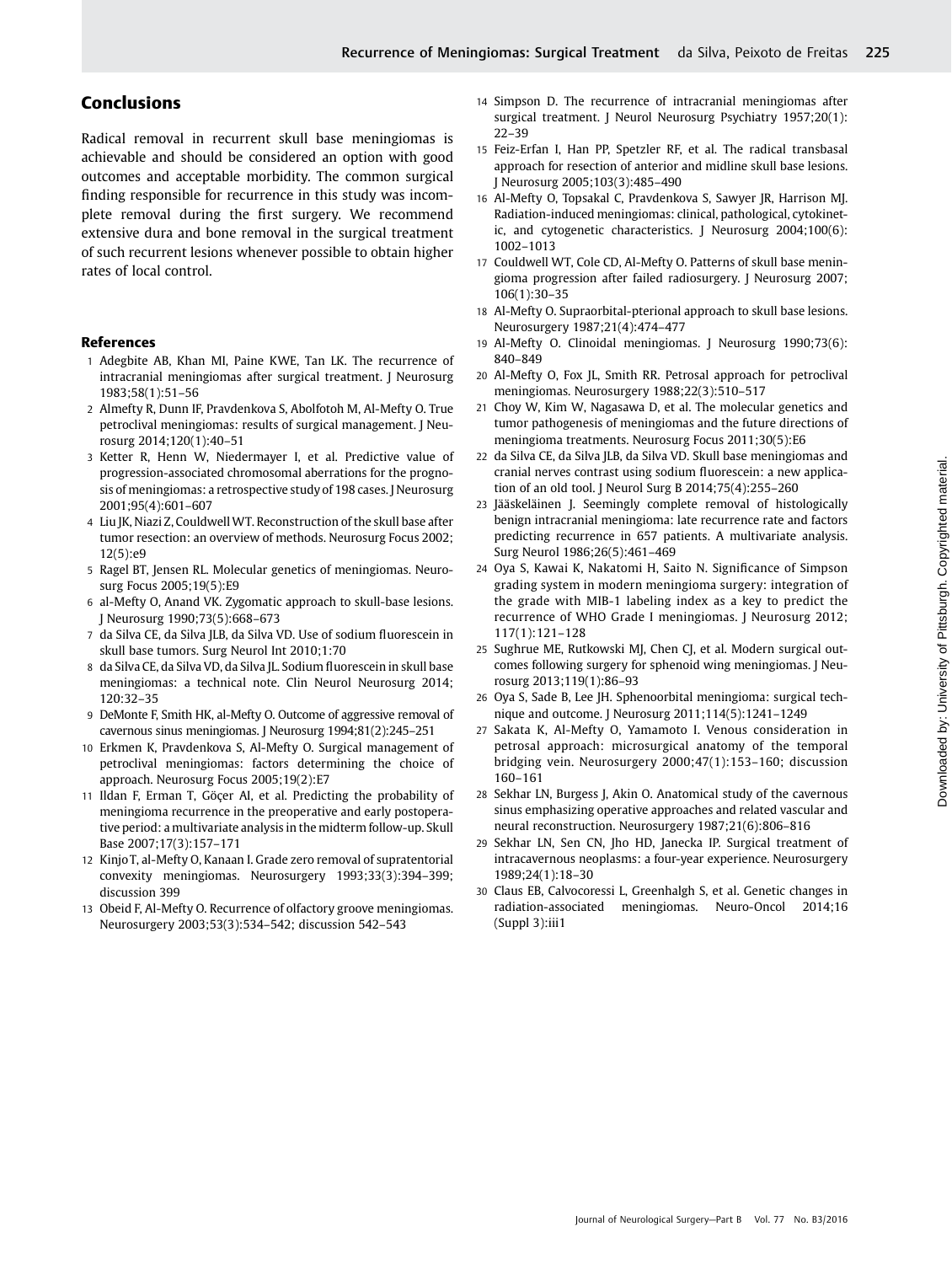## Conclusions

Radical removal in recurrent skull base meningiomas is achievable and should be considered an option with good outcomes and acceptable morbidity. The common surgical finding responsible for recurrence in this study was incomplete removal during the first surgery. We recommend extensive dura and bone removal in the surgical treatment of such recurrent lesions whenever possible to obtain higher rates of local control.

## References

1. Adegbite AB, Khan MI, Paine KWE, Tan LK. The recurrence of intracranial meningiomas after surgical treatment. J Neurosurg 1983;58(1):51–56
2. Almefty R, Dunn IF, Pravdenkova S, Abolfotoh M, Al-Mefty O. True petroclival meningiomas: results of surgical management. J Neurosurg 2014;120(1):40–51
3. Ketter R, Henn W, Niedermayer I, et al. Predictive value of progression-associated chromosomal aberrations for the prognosis of meningiomas: a retrospective study of 198 cases. J Neurosurg 2001;95(4):601–607
4. Liu JK, Niazi Z, Couldwell WT. Reconstruction of the skull base after tumor resection: an overview of methods. Neurosurg Focus 2002;12(5):e9
5. Ragel BT, Jensen RL. Molecular genetics of meningiomas. Neurosurg Focus 2005;19(5):E9
6. al-Mefty O, Anand VK. Zygomatic approach to skull-base lesions. J Neurosurg 1990;73(5):668–673
7. da Silva CE, da Silva JLB, da Silva VD. Use of sodium fluorescein in skull base tumors. Surg Neurol Int 2010;1:70
8. da Silva CE, da Silva VD, da Silva JL. Sodium fluorescein in skull base meningiomas: a technical note. Clin Neurol Neurosurg 2014;120:32–35
9. DeMonte F, Smith HK, al-Mefty O. Outcome of aggressive removal of cavernous sinus meningiomas. J Neurosurg 1994;81(2):245–251
10. Erkmen K, Pravdenkova S, Al-Mefty O. Surgical management of petroclival meningiomas: factors determining the choice of approach. Neurosurg Focus 2005;19(2):E7
11. Ildan F, Erman T, Göçer AI, et al. Predicting the probability of meningioma recurrence in the preoperative and early postoperative period: a multivariate analysis in the midterm follow-up. Skull Base 2007;17(3):157–171
12. Kinjo T, al-Mefty O, Kanaan I. Grade zero removal of supratentorial convexity meningiomas. Neurosurgery 1993;33(3):394–399; discussion 399
13. Obeid F, Al-Mefty O. Recurrence of olfactory groove meningiomas. Neurosurgery 2003;53(3):534–542; discussion 542–543
14. Simpson D. The recurrence of intracranial meningiomas after surgical treatment. J Neurol Neurosurg Psychiatry 1957;20(1):22–39
15. Feiz-Erfan I, Han PP, Spetzler RF, et al. The radical transbasal approach for resection of anterior and midline skull base lesions. J Neurosurg 2005;103(3):485–490
16. Al-Mefty O, Topsakal C, Pravdenkova S, Sawyer JR, Harrison MJ. Radiation-induced meningiomas: clinical, pathological, cytokinetic, and cytogenetic characteristics. J Neurosurg 2004;100(6):1002–1013
17. Couldwell WT, Cole CD, Al-Mefty O. Patterns of skull base meningioma progression after failed radiosurgery. J Neurosurg 2007;106(1):30–35
18. Al-Mefty O. Supraorbital-pterional approach to skull base lesions. Neurosurgery 1987;21(4):474–477
19. Al-Mefty O. Clinoidal meningiomas. J Neurosurg 1990;73(6):840–849
20. Al-Mefty O, Fox JL, Smith RR. Petrosal approach for petroclival meningiomas. Neurosurgery 1988;22(3):510–517
21. Choy W, Kim W, Nagasawa D, et al. The molecular genetics and tumor pathogenesis of meningiomas and the future directions of meningioma treatments. Neurosurg Focus 2011;30(5):E6
22. da Silva CE, da Silva JLB, da Silva VD. Skull base meningiomas and cranial nerves contrast using sodium fluorescein: a new application of an old tool. J Neurol Surg B 2014;75(4):255–260
23. Jääskeläinen J. Seemingly complete removal of histologically benign intracranial meningioma: late recurrence rate and factors predicting recurrence in 657 patients. A multivariate analysis. Surg Neurol 1986;26(5):461–469
24. Oya S, Kawai K, Nakatomi H, Saito N. Significance of Simpson grading system in modern meningioma surgery: integration of the grade with MIB-1 labeling index as a key to predict the recurrence of WHO Grade I meningiomas. J Neurosurg 2012;117(1):121–128
25. Sughrue ME, Rutkowski MJ, Chen CJ, et al. Modern surgical outcomes following surgery for sphenoid wing meningiomas. J Neurosurg 2013;119(1):86–93
26. Oya S, Sade B, Lee JH. Sphenoorbital meningioma: surgical technique and outcome. J Neurosurg 2011;114(5):1241–1249
27. Sakata K, Al-Mefty O, Yamamoto I. Venous consideration in petrosal approach: microsurgical anatomy of the temporal bridging vein. Neurosurgery 2000;47(1):153–160; discussion 160–161
28. Sekhar LN, Burgess J, Akin O. Anatomical study of the cavernous sinus emphasizing operative approaches and related vascular and neural reconstruction. Neurosurgery 1987;21(6):806–816
29. Sekhar LN, Sen CN, Jho HD, Janecka IP. Surgical treatment of intracavernous neoplasms: a four-year experience. Neurosurgery 1989;24(1):18–30
30. Claus EB, Calvocoressi L, Greenhalgh S, et al. Genetic changes in radiation-associated meningiomas. Neuro-Oncol 2014;16(Suppl 3):iii1